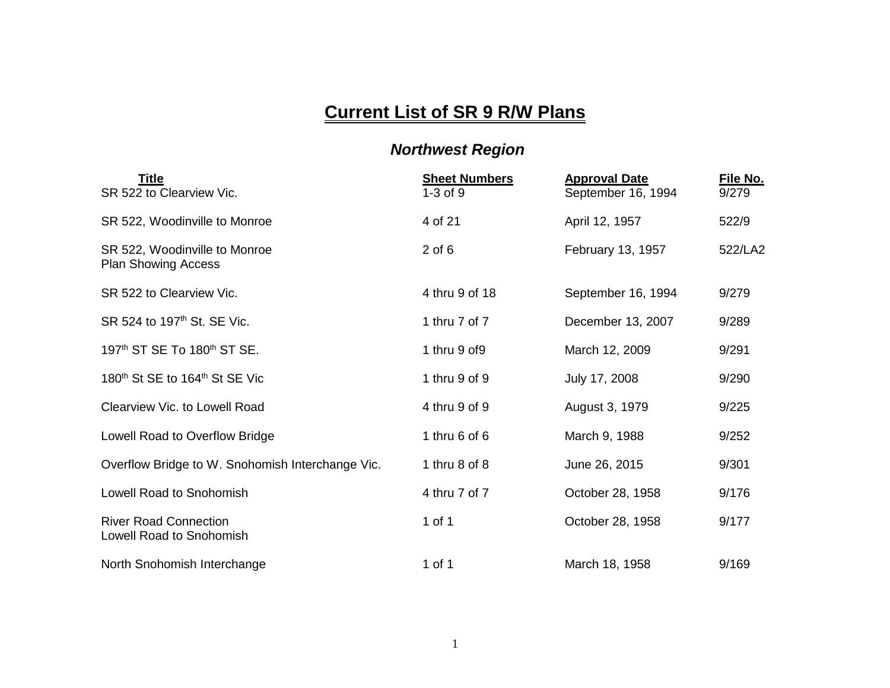# Current List of SR 9 R/W Plans

## *Northwest Region*

| Title | Sheet Numbers | Approval Date | File No. |
|---|---|---|---|
| SR 522 to Clearview Vic. | 1-3 of 9 | September 16, 1994 | 9/279 |
| SR 522, Woodinville to Monroe | 4 of 21 | April 12, 1957 | 522/9 |
| SR 522, Woodinville to Monroe Plan Showing Access | 2 of 6 | February 13, 1957 | 522/LA2 |
| SR 522 to Clearview Vic. | 4 thru 9 of 18 | September 16, 1994 | 9/279 |
| SR 524 to 197th St. SE Vic. | 1 thru 7 of 7 | December 13, 2007 | 9/289 |
| 197th ST SE To 180th ST SE. | 1 thru 9 of9 | March 12, 2009 | 9/291 |
| 180th St SE to 164th St SE Vic | 1 thru 9 of 9 | July 17, 2008 | 9/290 |
| Clearview Vic. to Lowell Road | 4 thru 9 of 9 | August 3, 1979 | 9/225 |
| Lowell Road to Overflow Bridge | 1 thru 6 of 6 | March 9, 1988 | 9/252 |
| Overflow Bridge to W. Snohomish Interchange Vic. | 1 thru 8 of 8 | June 26, 2015 | 9/301 |
| Lowell Road to Snohomish | 4 thru 7 of 7 | October 28, 1958 | 9/176 |
| River Road Connection Lowell Road to Snohomish | 1 of 1 | October 28, 1958 | 9/177 |
| North Snohomish Interchange | 1 of 1 | March 18, 1958 | 9/169 |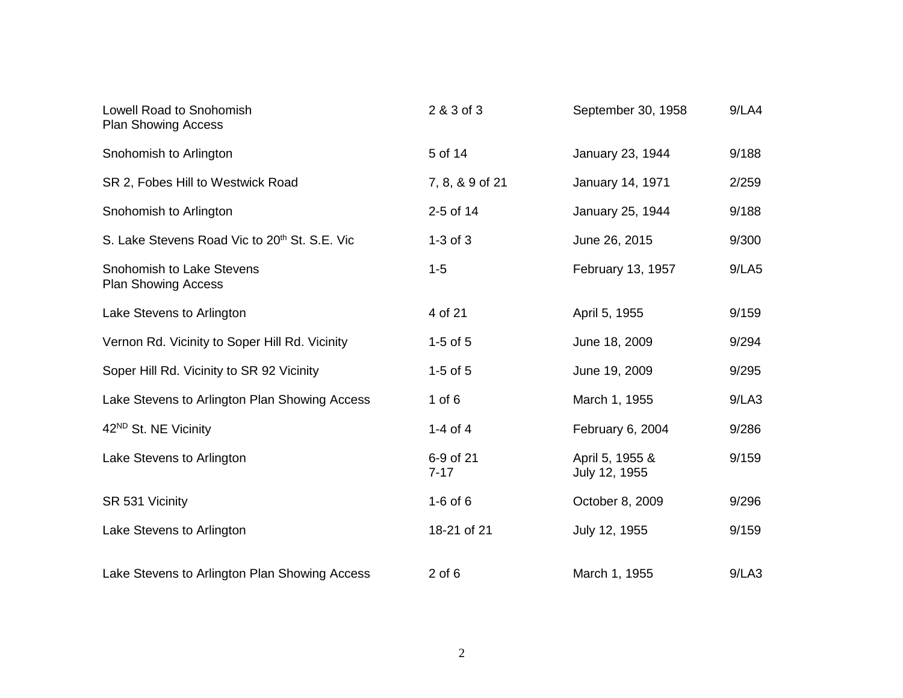| | | | |
|---|---|---|---|
| Lowell Road to Snohomish<br>Plan Showing Access | 2 & 3 of 3 | September 30, 1958 | 9/LA4 |
| Snohomish to Arlington | 5 of 14 | January 23, 1944 | 9/188 |
| SR 2, Fobes Hill to Westwick Road | 7, 8, & 9 of 21 | January 14, 1971 | 2/259 |
| Snohomish to Arlington | 2-5 of 14 | January 25, 1944 | 9/188 |
| S. Lake Stevens Road Vic to 20th St. S.E. Vic | 1-3 of 3 | June 26, 2015 | 9/300 |
| Snohomish to Lake Stevens<br>Plan Showing Access | 1-5 | February 13, 1957 | 9/LA5 |
| Lake Stevens to Arlington | 4 of 21 | April 5, 1955 | 9/159 |
| Vernon Rd. Vicinity to Soper Hill Rd. Vicinity | 1-5 of 5 | June 18, 2009 | 9/294 |
| Soper Hill Rd. Vicinity to SR 92 Vicinity | 1-5 of 5 | June 19, 2009 | 9/295 |
| Lake Stevens to Arlington Plan Showing Access | 1 of 6 | March 1, 1955 | 9/LA3 |
| 42ND St. NE Vicinity | 1-4 of 4 | February 6, 2004 | 9/286 |
| Lake Stevens to Arlington | 6-9 of 21<br>7-17 | April 5, 1955 &<br>July 12, 1955 | 9/159 |
| SR 531 Vicinity | 1-6 of 6 | October 8, 2009 | 9/296 |
| Lake Stevens to Arlington | 18-21 of 21 | July 12, 1955 | 9/159 |
| Lake Stevens to Arlington Plan Showing Access | 2 of 6 | March 1, 1955 | 9/LA3 |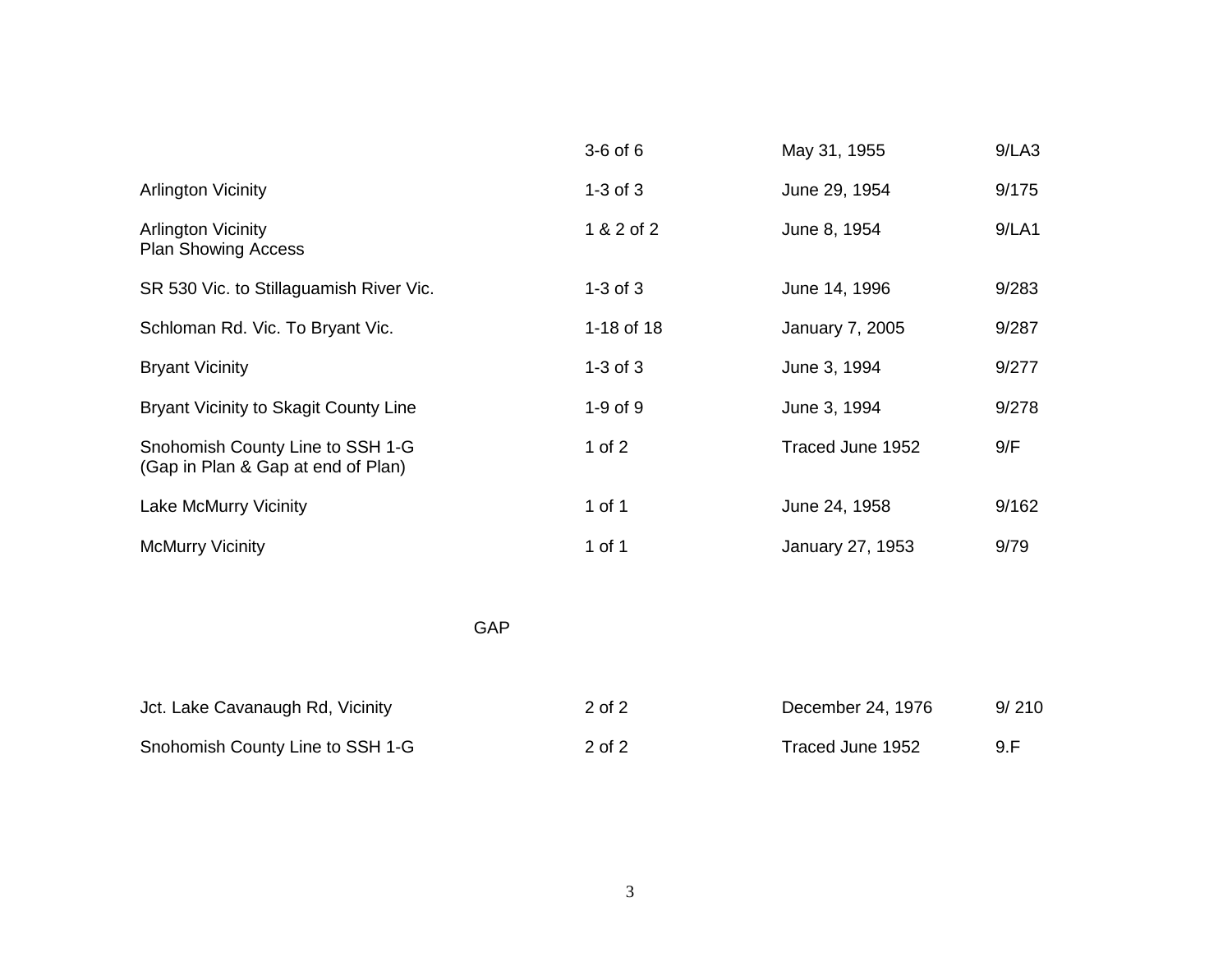| | | | |
|---|---|---|---|
| | 3-6 of 6 | May 31, 1955 | 9/LA3 |
| Arlington Vicinity | 1-3 of 3 | June 29, 1954 | 9/175 |
| Arlington Vicinity<br>Plan Showing Access | 1 & 2 of 2 | June 8, 1954 | 9/LA1 |
| SR 530 Vic. to Stillaguamish River Vic. | 1-3 of 3 | June 14, 1996 | 9/283 |
| Schloman Rd. Vic. To Bryant Vic. | 1-18 of 18 | January 7, 2005 | 9/287 |
| Bryant Vicinity | 1-3 of 3 | June 3, 1994 | 9/277 |
| Bryant Vicinity to Skagit County Line | 1-9 of 9 | June 3, 1994 | 9/278 |
| Snohomish County Line to SSH 1-G<br>(Gap in Plan & Gap at end of Plan) | 1 of 2 | Traced June 1952 | 9/F |
| Lake McMurry Vicinity | 1 of 1 | June 24, 1958 | 9/162 |
| McMurry Vicinity | 1 of 1 | January 27, 1953 | 9/79 |

GAP

| | | | |
|---|---|---|---|
| Jct. Lake Cavanaugh Rd, Vicinity | 2 of 2 | December 24, 1976 | 9/ 210 |
| Snohomish County Line to SSH 1-G | 2 of 2 | Traced June 1952 | 9.F |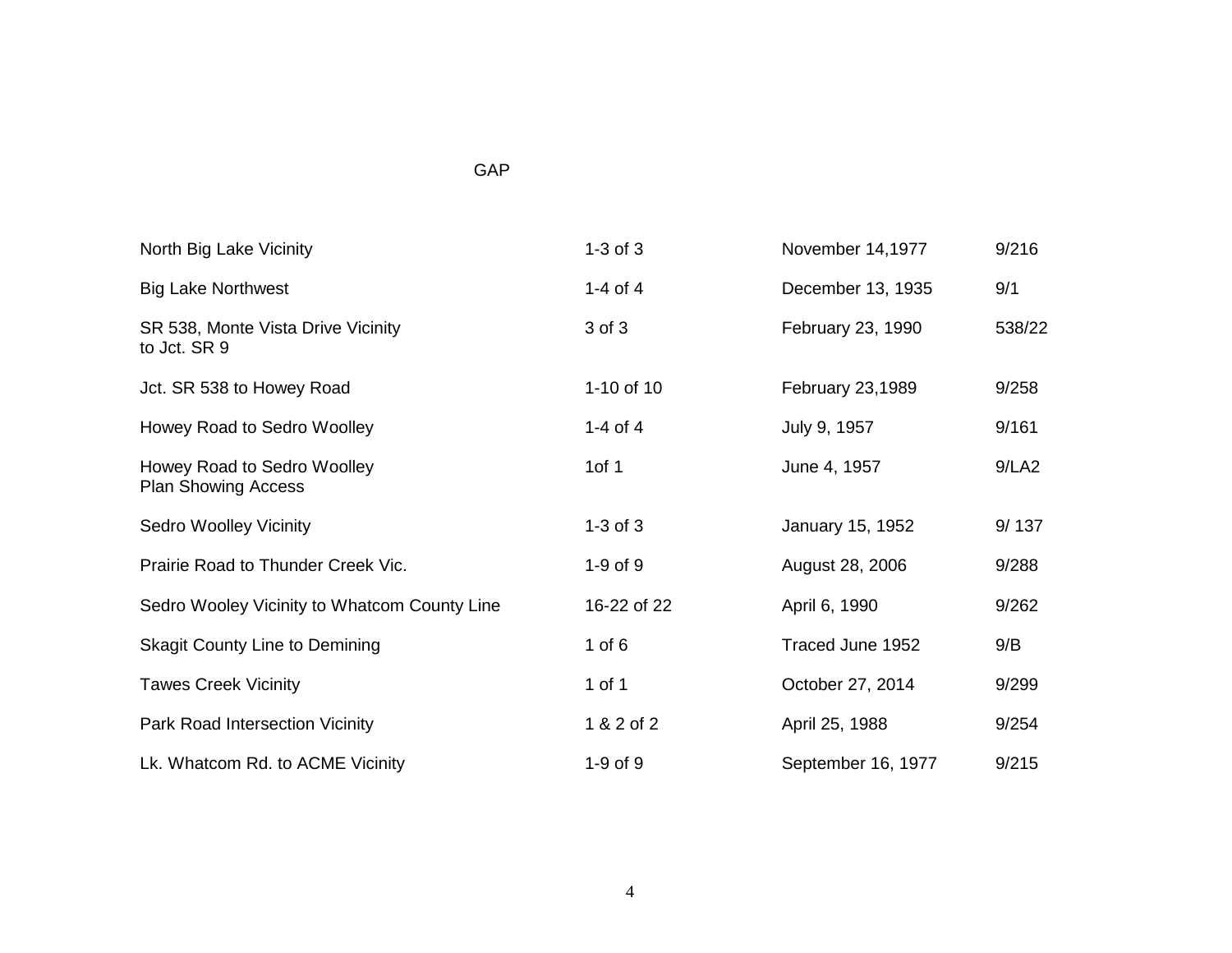GAP

| | | | |
|---|---|---|---|
| North Big Lake Vicinity | 1-3 of 3 | November 14,1977 | 9/216 |
| Big Lake Northwest | 1-4 of 4 | December 13, 1935 | 9/1 |
| SR 538, Monte Vista Drive Vicinity to Jct. SR 9 | 3 of 3 | February 23, 1990 | 538/22 |
| Jct. SR 538 to Howey Road | 1-10 of 10 | February 23,1989 | 9/258 |
| Howey Road to Sedro Woolley | 1-4 of 4 | July 9, 1957 | 9/161 |
| Howey Road to Sedro Woolley Plan Showing Access | 1of 1 | June 4, 1957 | 9/LA2 |
| Sedro Woolley Vicinity | 1-3 of 3 | January 15, 1952 | 9/ 137 |
| Prairie Road to Thunder Creek Vic. | 1-9 of 9 | August 28, 2006 | 9/288 |
| Sedro Wooley Vicinity to Whatcom County Line | 16-22 of 22 | April 6, 1990 | 9/262 |
| Skagit County Line to Demining | 1 of 6 | Traced June 1952 | 9/B |
| Tawes Creek Vicinity | 1 of 1 | October 27, 2014 | 9/299 |
| Park Road Intersection Vicinity | 1 & 2 of 2 | April 25, 1988 | 9/254 |
| Lk. Whatcom Rd. to ACME Vicinity | 1-9 of 9 | September 16, 1977 | 9/215 |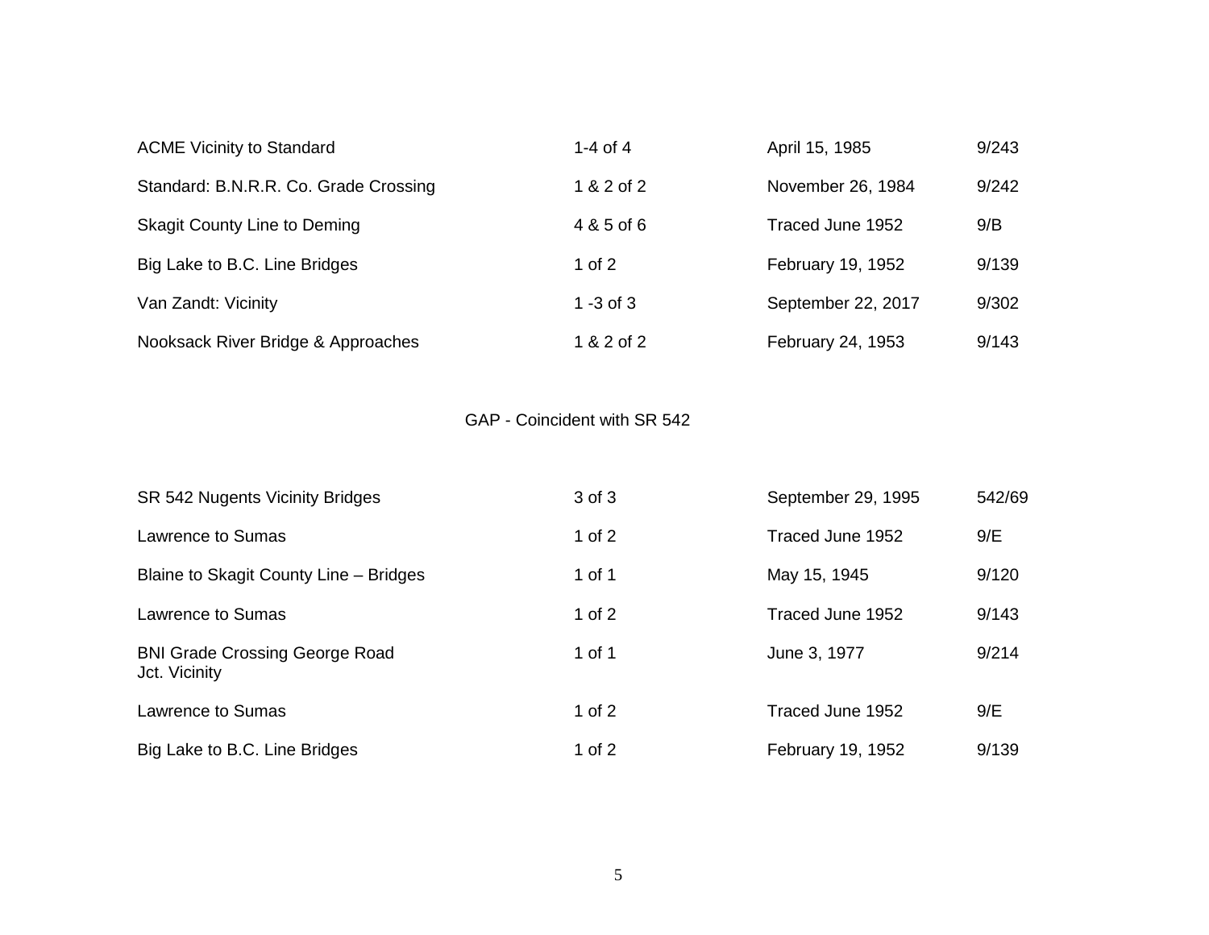| | | | |
|---|---|---|---|
| ACME Vicinity to Standard | 1-4 of 4 | April 15, 1985 | 9/243 |
| Standard: B.N.R.R. Co. Grade Crossing | 1 & 2 of 2 | November 26, 1984 | 9/242 |
| Skagit County Line to Deming | 4 & 5 of 6 | Traced June 1952 | 9/B |
| Big Lake to B.C. Line Bridges | 1 of 2 | February 19, 1952 | 9/139 |
| Van Zandt: Vicinity | 1 -3 of 3 | September 22, 2017 | 9/302 |
| Nooksack River Bridge & Approaches | 1 & 2 of 2 | February 24, 1953 | 9/143 |

GAP - Coincident with SR 542

| | | | |
|---|---|---|---|
| SR 542 Nugents Vicinity Bridges | 3 of 3 | September 29, 1995 | 542/69 |
| Lawrence to Sumas | 1 of 2 | Traced June 1952 | 9/E |
| Blaine to Skagit County Line – Bridges | 1 of 1 | May 15, 1945 | 9/120 |
| Lawrence to Sumas | 1 of 2 | Traced June 1952 | 9/143 |
| BNI Grade Crossing George Road Jct. Vicinity | 1 of 1 | June 3, 1977 | 9/214 |
| Lawrence to Sumas | 1 of 2 | Traced June 1952 | 9/E |
| Big Lake to B.C. Line Bridges | 1 of 2 | February 19, 1952 | 9/139 |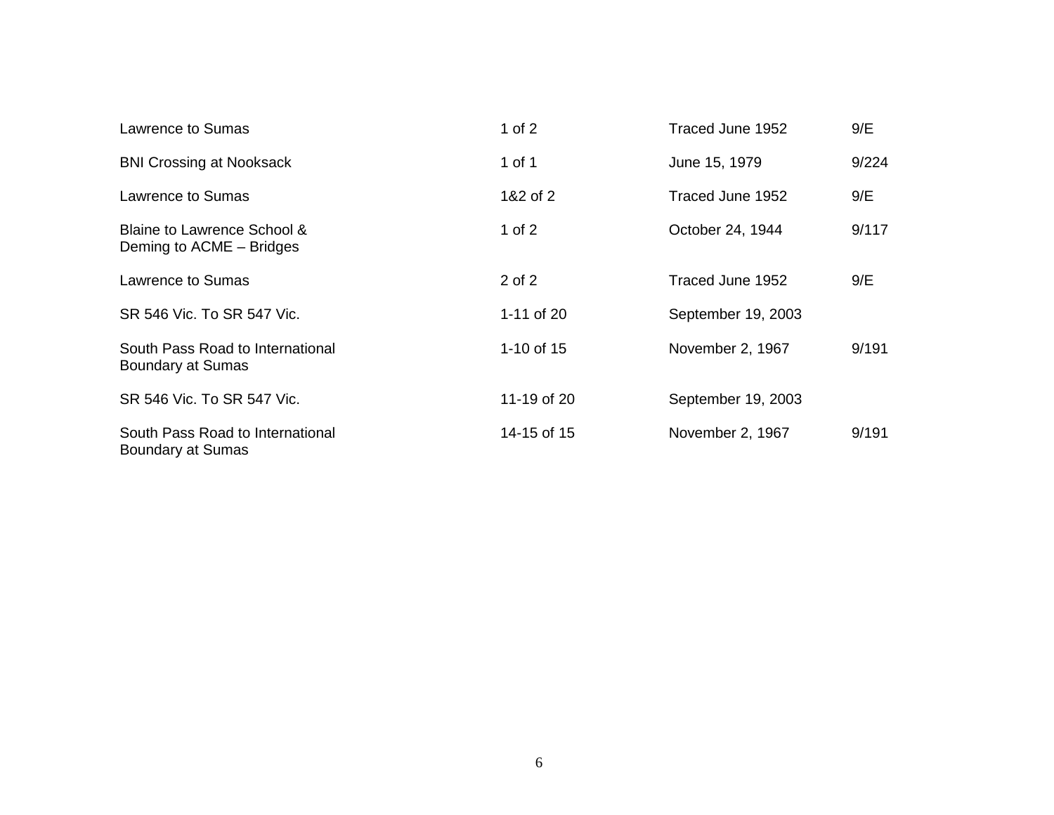| | | | |
|---|---|---|---|
| Lawrence to Sumas | 1 of 2 | Traced June 1952 | 9/E |
| BNI Crossing at Nooksack | 1 of 1 | June 15, 1979 | 9/224 |
| Lawrence to Sumas | 1&2 of 2 | Traced June 1952 | 9/E |
| Blaine to Lawrence School & Deming to ACME – Bridges | 1 of 2 | October 24, 1944 | 9/117 |
| Lawrence to Sumas | 2 of 2 | Traced June 1952 | 9/E |
| SR 546 Vic. To SR 547 Vic. | 1-11 of 20 | September 19, 2003 | |
| South Pass Road to International Boundary at Sumas | 1-10 of 15 | November 2, 1967 | 9/191 |
| SR 546 Vic. To SR 547 Vic. | 11-19 of 20 | September 19, 2003 | |
| South Pass Road to International Boundary at Sumas | 14-15 of 15 | November 2, 1967 | 9/191 |